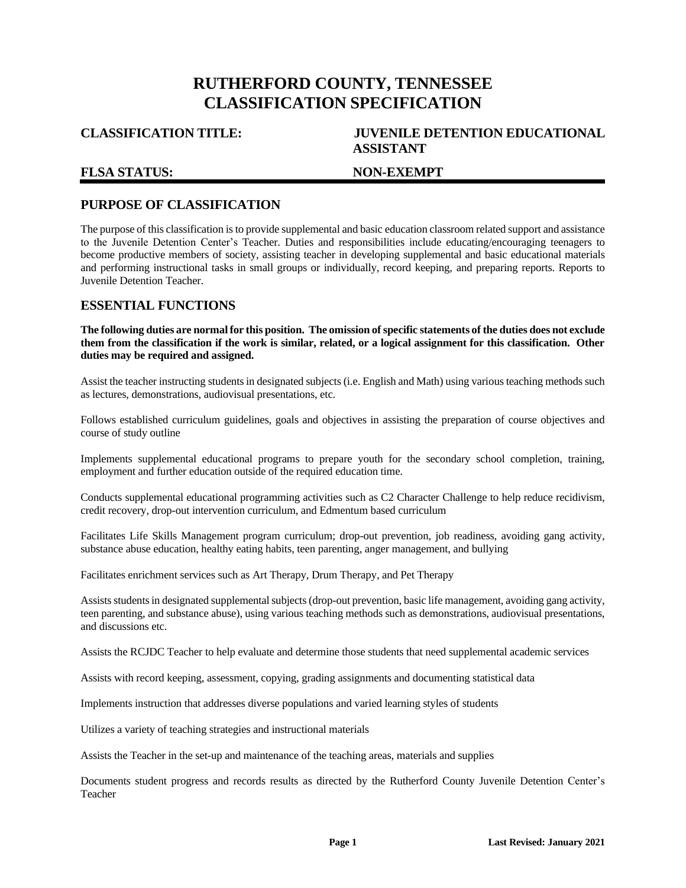# RUTHERFORD COUNTY, TENNESSEE
# CLASSIFICATION SPECIFICATION

**CLASSIFICATION TITLE:** **JUVENILE DETENTION EDUCATIONAL ASSISTANT**

**FLSA STATUS:** **NON-EXEMPT**

## PURPOSE OF CLASSIFICATION

The purpose of this classification is to provide supplemental and basic education classroom related support and assistance to the Juvenile Detention Center's Teacher. Duties and responsibilities include educating/encouraging teenagers to become productive members of society, assisting teacher in developing supplemental and basic educational materials and performing instructional tasks in small groups or individually, record keeping, and preparing reports. Reports to Juvenile Detention Teacher.

## ESSENTIAL FUNCTIONS

**The following duties are normal for this position. The omission of specific statements of the duties does not exclude them from the classification if the work is similar, related, or a logical assignment for this classification. Other duties may be required and assigned.**

Assist the teacher instructing students in designated subjects (i.e. English and Math) using various teaching methods such as lectures, demonstrations, audiovisual presentations, etc.

Follows established curriculum guidelines, goals and objectives in assisting the preparation of course objectives and course of study outline

Implements supplemental educational programs to prepare youth for the secondary school completion, training, employment and further education outside of the required education time.

Conducts supplemental educational programming activities such as C2 Character Challenge to help reduce recidivism, credit recovery, drop-out intervention curriculum, and Edmentum based curriculum

Facilitates Life Skills Management program curriculum; drop-out prevention, job readiness, avoiding gang activity, substance abuse education, healthy eating habits, teen parenting, anger management, and bullying

Facilitates enrichment services such as Art Therapy, Drum Therapy, and Pet Therapy

Assists students in designated supplemental subjects (drop-out prevention, basic life management, avoiding gang activity, teen parenting, and substance abuse), using various teaching methods such as demonstrations, audiovisual presentations, and discussions etc.

Assists the RCJDC Teacher to help evaluate and determine those students that need supplemental academic services

Assists with record keeping, assessment, copying, grading assignments and documenting statistical data

Implements instruction that addresses diverse populations and varied learning styles of students

Utilizes a variety of teaching strategies and instructional materials

Assists the Teacher in the set-up and maintenance of the teaching areas, materials and supplies

Documents student progress and records results as directed by the Rutherford County Juvenile Detention Center's Teacher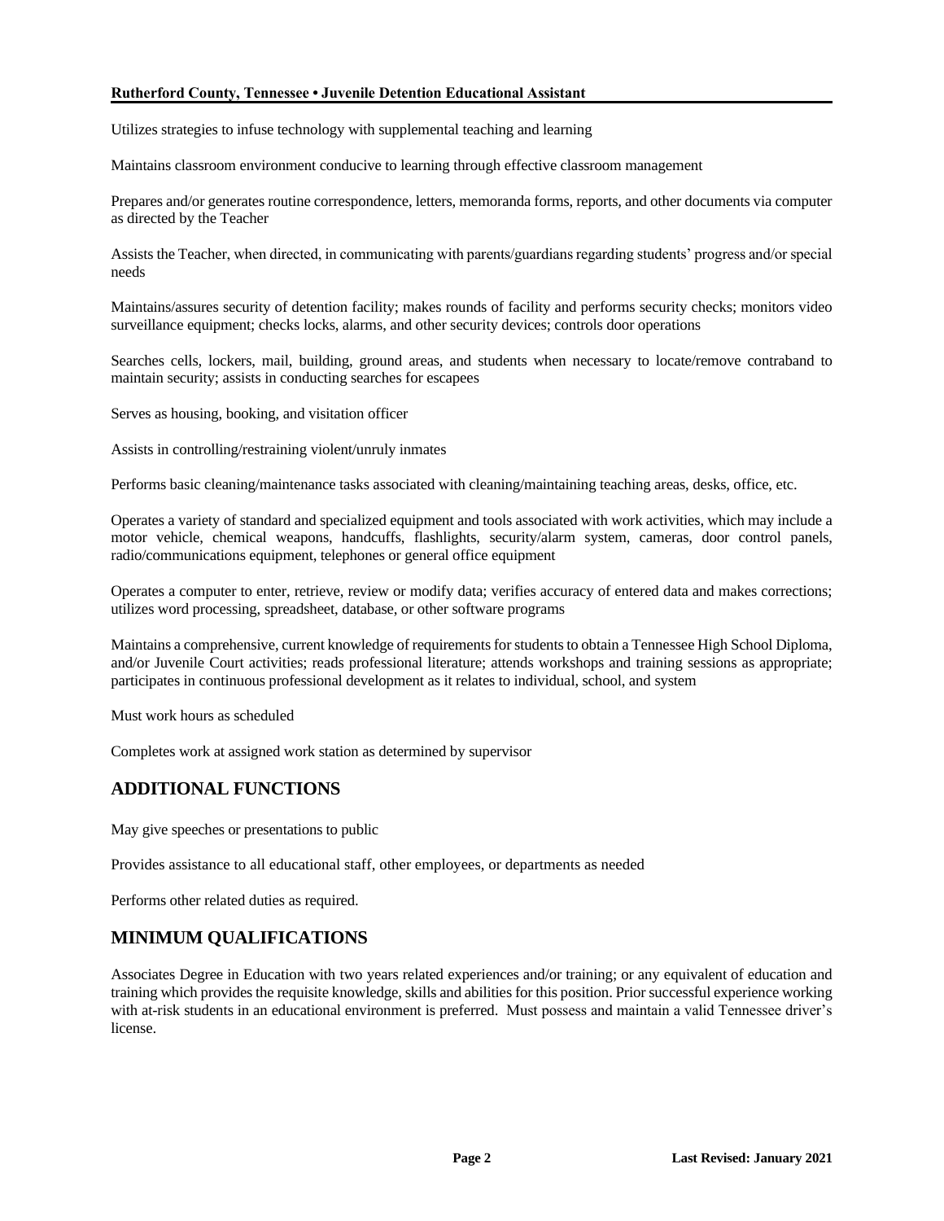Utilizes strategies to infuse technology with supplemental teaching and learning

Maintains classroom environment conducive to learning through effective classroom management

Prepares and/or generates routine correspondence, letters, memoranda forms, reports, and other documents via computer as directed by the Teacher

Assists the Teacher, when directed, in communicating with parents/guardians regarding students' progress and/or special needs

Maintains/assures security of detention facility; makes rounds of facility and performs security checks; monitors video surveillance equipment; checks locks, alarms, and other security devices; controls door operations

Searches cells, lockers, mail, building, ground areas, and students when necessary to locate/remove contraband to maintain security; assists in conducting searches for escapees

Serves as housing, booking, and visitation officer

Assists in controlling/restraining violent/unruly inmates

Performs basic cleaning/maintenance tasks associated with cleaning/maintaining teaching areas, desks, office, etc.

Operates a variety of standard and specialized equipment and tools associated with work activities, which may include a motor vehicle, chemical weapons, handcuffs, flashlights, security/alarm system, cameras, door control panels, radio/communications equipment, telephones or general office equipment

Operates a computer to enter, retrieve, review or modify data; verifies accuracy of entered data and makes corrections; utilizes word processing, spreadsheet, database, or other software programs

Maintains a comprehensive, current knowledge of requirements for students to obtain a Tennessee High School Diploma, and/or Juvenile Court activities; reads professional literature; attends workshops and training sessions as appropriate; participates in continuous professional development as it relates to individual, school, and system

Must work hours as scheduled

Completes work at assigned work station as determined by supervisor

## ADDITIONAL FUNCTIONS

May give speeches or presentations to public

Provides assistance to all educational staff, other employees, or departments as needed

Performs other related duties as required.

## MINIMUM QUALIFICATIONS

Associates Degree in Education with two years related experiences and/or training; or any equivalent of education and training which provides the requisite knowledge, skills and abilities for this position. Prior successful experience working with at-risk students in an educational environment is preferred. Must possess and maintain a valid Tennessee driver's license.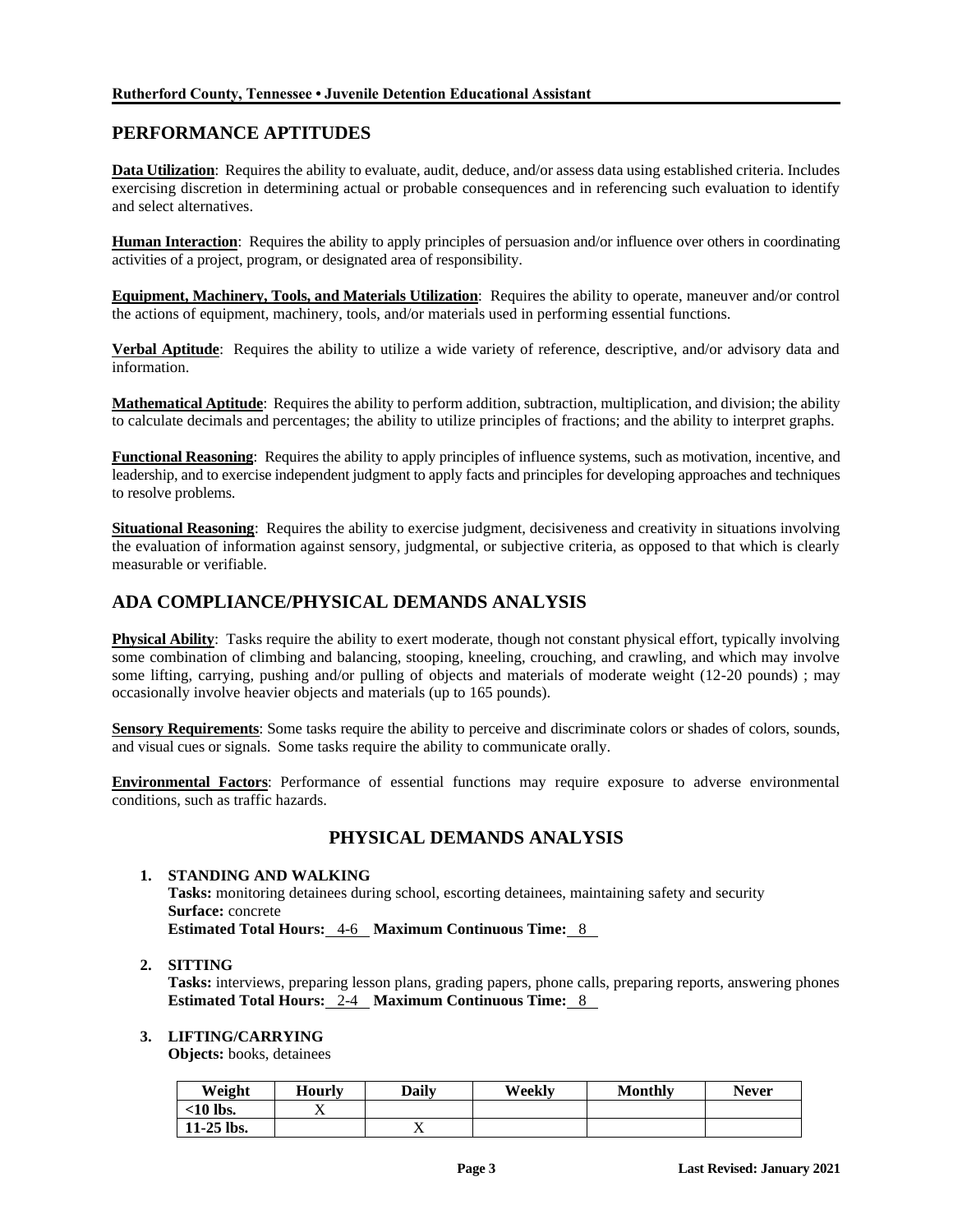## PERFORMANCE APTITUDES

**Data Utilization**: Requires the ability to evaluate, audit, deduce, and/or assess data using established criteria. Includes exercising discretion in determining actual or probable consequences and in referencing such evaluation to identify and select alternatives.

**Human Interaction**: Requires the ability to apply principles of persuasion and/or influence over others in coordinating activities of a project, program, or designated area of responsibility.

**Equipment, Machinery, Tools, and Materials Utilization**: Requires the ability to operate, maneuver and/or control the actions of equipment, machinery, tools, and/or materials used in performing essential functions.

**Verbal Aptitude**: Requires the ability to utilize a wide variety of reference, descriptive, and/or advisory data and information.

**Mathematical Aptitude**: Requires the ability to perform addition, subtraction, multiplication, and division; the ability to calculate decimals and percentages; the ability to utilize principles of fractions; and the ability to interpret graphs.

**Functional Reasoning**: Requires the ability to apply principles of influence systems, such as motivation, incentive, and leadership, and to exercise independent judgment to apply facts and principles for developing approaches and techniques to resolve problems.

**Situational Reasoning**: Requires the ability to exercise judgment, decisiveness and creativity in situations involving the evaluation of information against sensory, judgmental, or subjective criteria, as opposed to that which is clearly measurable or verifiable.

## ADA COMPLIANCE/PHYSICAL DEMANDS ANALYSIS

**Physical Ability**: Tasks require the ability to exert moderate, though not constant physical effort, typically involving some combination of climbing and balancing, stooping, kneeling, crouching, and crawling, and which may involve some lifting, carrying, pushing and/or pulling of objects and materials of moderate weight (12-20 pounds) ; may occasionally involve heavier objects and materials (up to 165 pounds).

**Sensory Requirements**: Some tasks require the ability to perceive and discriminate colors or shades of colors, sounds, and visual cues or signals. Some tasks require the ability to communicate orally.

**Environmental Factors**: Performance of essential functions may require exposure to adverse environmental conditions, such as traffic hazards.

## PHYSICAL DEMANDS ANALYSIS

1. **STANDING AND WALKING**
   **Tasks:** monitoring detainees during school, escorting detainees, maintaining safety and security
   **Surface:** concrete
   **Estimated Total Hours:** 4-6 **Maximum Continuous Time:** 8

2. **SITTING**
   **Tasks:** interviews, preparing lesson plans, grading papers, phone calls, preparing reports, answering phones
   **Estimated Total Hours:** 2-4 **Maximum Continuous Time:** 8

3. **LIFTING/CARRYING**
   **Objects:** books, detainees

| Weight | Hourly | Daily | Weekly | Monthly | Never |
|---|---|---|---|---|---|
| <10 lbs. | X | | | | |
| 11-25 lbs. | | X | | | |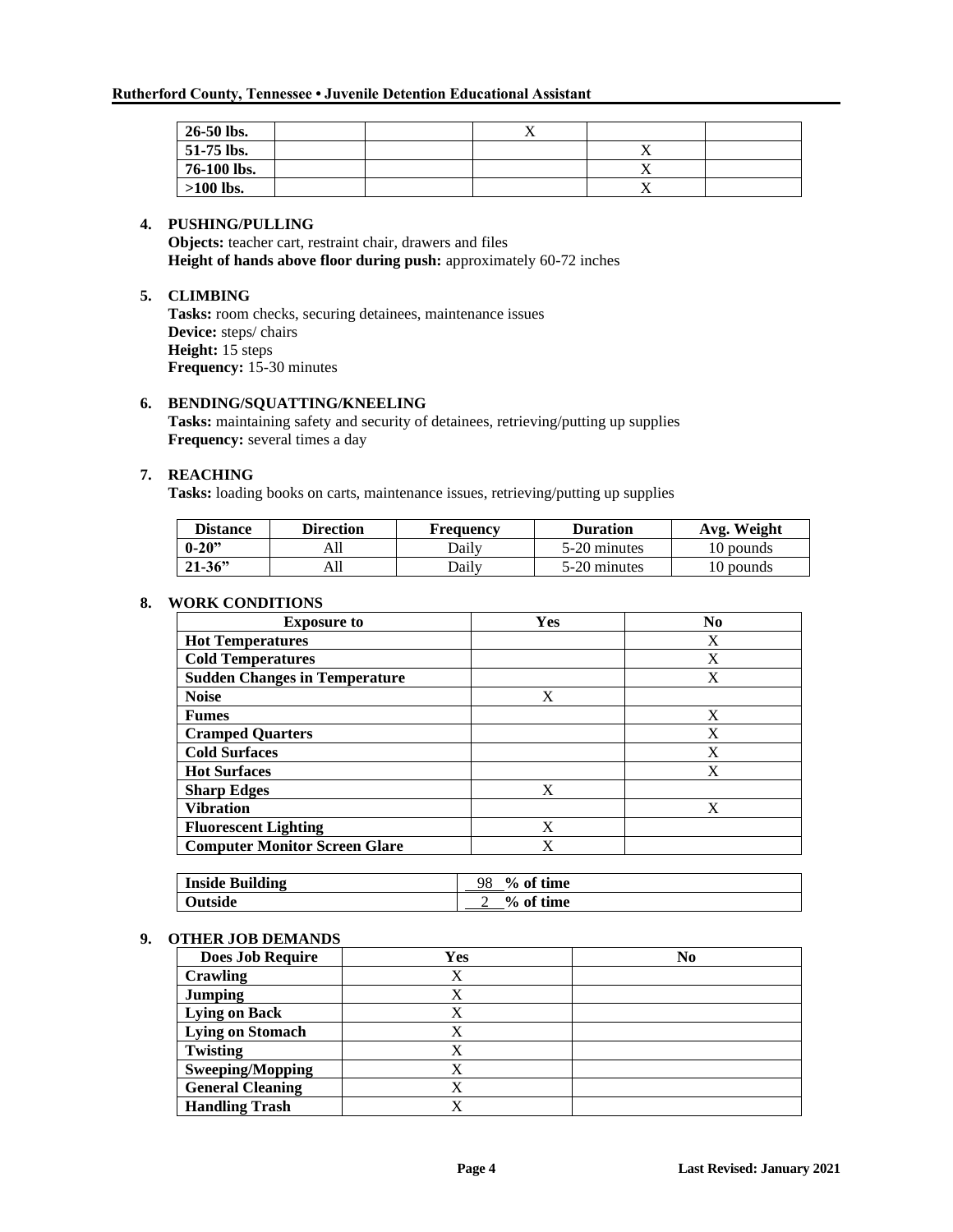| 26-50 lbs. | | | X | | |
|---|---|---|---|---|---|
| 51-75 lbs. | | | | X | |
| 76-100 lbs. | | | | X | |
| >100 lbs. | | | | X | |

4. **PUSHING/PULLING**
   **Objects:** teacher cart, restraint chair, drawers and files
   **Height of hands above floor during push:** approximately 60-72 inches

5. **CLIMBING**
   **Tasks:** room checks, securing detainees, maintenance issues
   **Device:** steps/ chairs
   **Height:** 15 steps
   **Frequency:** 15-30 minutes

6. **BENDING/SQUATTING/KNEELING**
   **Tasks:** maintaining safety and security of detainees, retrieving/putting up supplies
   **Frequency:** several times a day

7. **REACHING**
   **Tasks:** loading books on carts, maintenance issues, retrieving/putting up supplies

| Distance | Direction | Frequency | Duration | Avg. Weight |
|---|---|---|---|---|
| 0-20" | All | Daily | 5-20 minutes | 10 pounds |
| 21-36" | All | Daily | 5-20 minutes | 10 pounds |

8. **WORK CONDITIONS**

| Exposure to | Yes | No |
|---|---|---|
| Hot Temperatures | | X |
| Cold Temperatures | | X |
| Sudden Changes in Temperature | | X |
| Noise | X | |
| Fumes | | X |
| Cramped Quarters | | X |
| Cold Surfaces | | X |
| Hot Surfaces | | X |
| Sharp Edges | X | |
| Vibration | | X |
| Fluorescent Lighting | X | |
| Computer Monitor Screen Glare | X | |

| Inside Building | 98 % of time |
|---|---|
| Outside | 2 % of time |

9. **OTHER JOB DEMANDS**

| Does Job Require | Yes | No |
|---|---|---|
| Crawling | X | |
| Jumping | X | |
| Lying on Back | X | |
| Lying on Stomach | X | |
| Twisting | X | |
| Sweeping/Mopping | X | |
| General Cleaning | X | |
| Handling Trash | X | |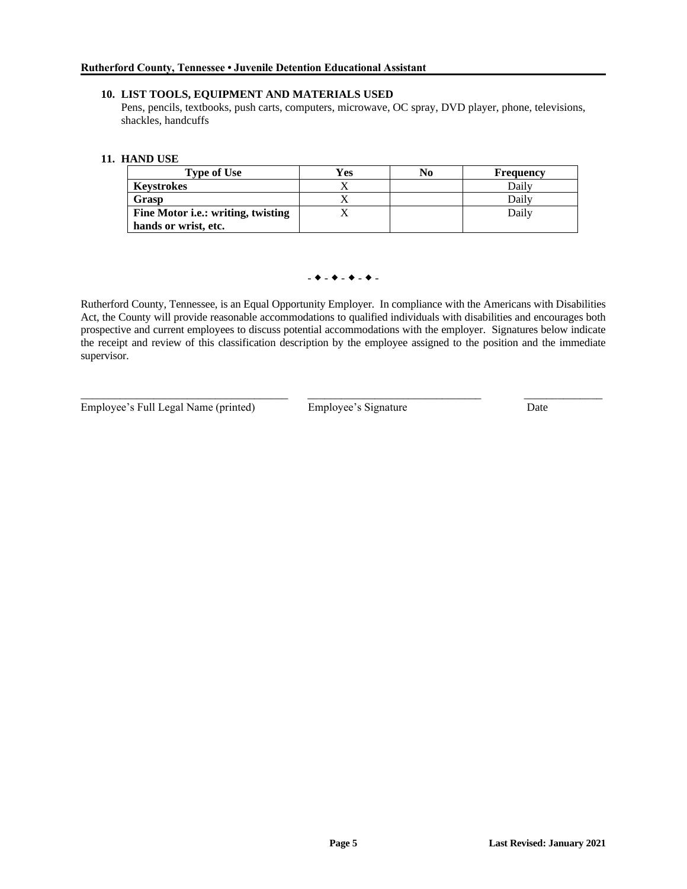**10. LIST TOOLS, EQUIPMENT AND MATERIALS USED**

Pens, pencils, textbooks, push carts, computers, microwave, OC spray, DVD player, phone, televisions, shackles, handcuffs

**11. HAND USE**

| Type of Use | Yes | No | Frequency |
|---|---|---|---|
| **Keystrokes** | X | | Daily |
| **Grasp** | X | | Daily |
| **Fine Motor i.e.: writing, twisting hands or wrist, etc.** | X | | Daily |

- ◆ - ◆ - ◆ - ◆ -

Rutherford County, Tennessee, is an Equal Opportunity Employer. In compliance with the Americans with Disabilities Act, the County will provide reasonable accommodations to qualified individuals with disabilities and encourages both prospective and current employees to discuss potential accommodations with the employer. Signatures below indicate the receipt and review of this classification description by the employee assigned to the position and the immediate supervisor.

_________________________________ _________________________________ ______________

Employee's Full Legal Name (printed) Employee's Signature Date